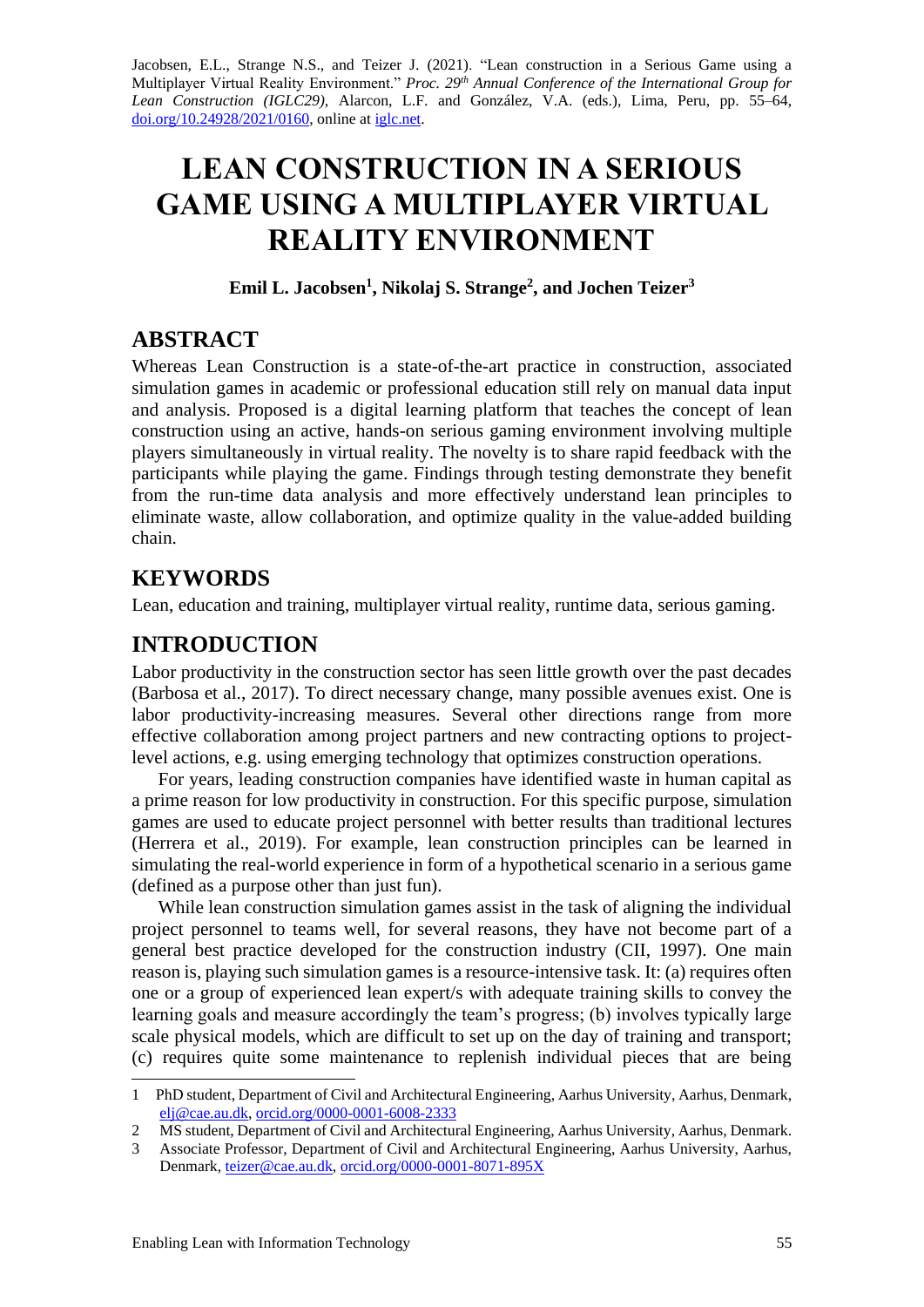Jacobsen, E.L., Strange N.S., and Teizer J. (2021). "Lean construction in a Serious Game using a Multiplayer Virtual Reality Environment." *Proc. 29th Annual Conference of the International Group for Lean Construction (IGLC29)*, Alarcon, L.F. and González, V.A. (eds.), Lima, Peru, pp. 55–64, doi.org/10.24928/2021/0160, online at iglc.net.

# LEAN CONSTRUCTION IN A SERIOUS GAME USING A MULTIPLAYER VIRTUAL REALITY ENVIRONMENT

**Emil L. Jacobsen[1], Nikolaj S. Strange[2], and Jochen Teizer[3]**

## ABSTRACT

Whereas Lean Construction is a state-of-the-art practice in construction, associated simulation games in academic or professional education still rely on manual data input and analysis. Proposed is a digital learning platform that teaches the concept of lean construction using an active, hands-on serious gaming environment involving multiple players simultaneously in virtual reality. The novelty is to share rapid feedback with the participants while playing the game. Findings through testing demonstrate they benefit from the run-time data analysis and more effectively understand lean principles to eliminate waste, allow collaboration, and optimize quality in the value-added building chain.

## KEYWORDS

Lean, education and training, multiplayer virtual reality, runtime data, serious gaming.

## INTRODUCTION

Labor productivity in the construction sector has seen little growth over the past decades (Barbosa et al., 2017). To direct necessary change, many possible avenues exist. One is labor productivity-increasing measures. Several other directions range from more effective collaboration among project partners and new contracting options to project-level actions, e.g. using emerging technology that optimizes construction operations.

For years, leading construction companies have identified waste in human capital as a prime reason for low productivity in construction. For this specific purpose, simulation games are used to educate project personnel with better results than traditional lectures (Herrera et al., 2019). For example, lean construction principles can be learned in simulating the real-world experience in form of a hypothetical scenario in a serious game (defined as a purpose other than just fun).

While lean construction simulation games assist in the task of aligning the individual project personnel to teams well, for several reasons, they have not become part of a general best practice developed for the construction industry (CII, 1997). One main reason is, playing such simulation games is a resource-intensive task. It: (a) requires often one or a group of experienced lean expert/s with adequate training skills to convey the learning goals and measure accordingly the team's progress; (b) involves typically large scale physical models, which are difficult to set up on the day of training and transport; (c) requires quite some maintenance to replenish individual pieces that are being

---

1 PhD student, Department of Civil and Architectural Engineering, Aarhus University, Aarhus, Denmark, elj@cae.au.dk, orcid.org/0000-0001-6008-2333

2 MS student, Department of Civil and Architectural Engineering, Aarhus University, Aarhus, Denmark.

3 Associate Professor, Department of Civil and Architectural Engineering, Aarhus University, Aarhus, Denmark, teizer@cae.au.dk, orcid.org/0000-0001-8071-895X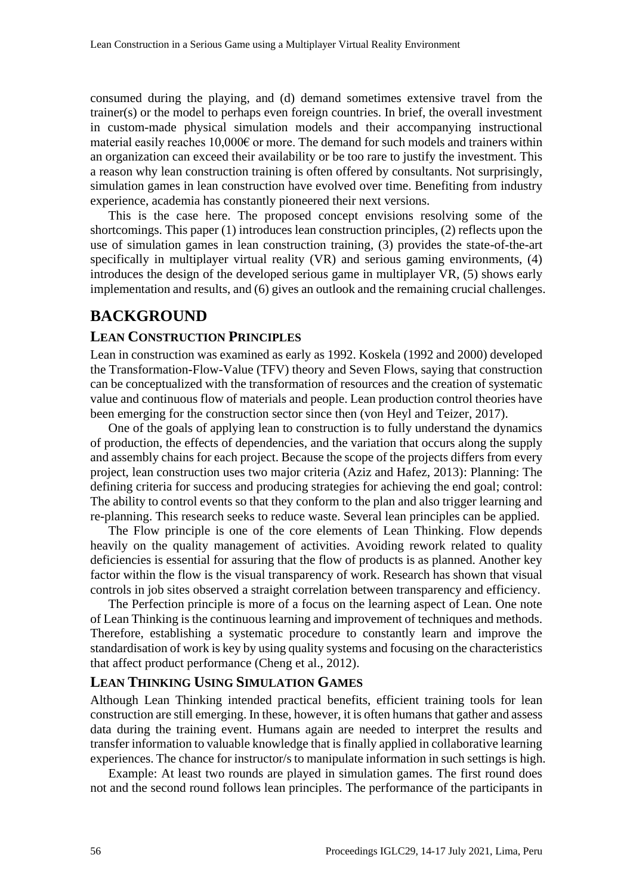consumed during the playing, and (d) demand sometimes extensive travel from the trainer(s) or the model to perhaps even foreign countries. In brief, the overall investment in custom-made physical simulation models and their accompanying instructional material easily reaches 10,000€ or more. The demand for such models and trainers within an organization can exceed their availability or be too rare to justify the investment. This a reason why lean construction training is often offered by consultants. Not surprisingly, simulation games in lean construction have evolved over time. Benefiting from industry experience, academia has constantly pioneered their next versions.

This is the case here. The proposed concept envisions resolving some of the shortcomings. This paper (1) introduces lean construction principles, (2) reflects upon the use of simulation games in lean construction training, (3) provides the state-of-the-art specifically in multiplayer virtual reality (VR) and serious gaming environments, (4) introduces the design of the developed serious game in multiplayer VR, (5) shows early implementation and results, and (6) gives an outlook and the remaining crucial challenges.

# BACKGROUND

## LEAN CONSTRUCTION PRINCIPLES

Lean in construction was examined as early as 1992. Koskela (1992 and 2000) developed the Transformation-Flow-Value (TFV) theory and Seven Flows, saying that construction can be conceptualized with the transformation of resources and the creation of systematic value and continuous flow of materials and people. Lean production control theories have been emerging for the construction sector since then (von Heyl and Teizer, 2017).

One of the goals of applying lean to construction is to fully understand the dynamics of production, the effects of dependencies, and the variation that occurs along the supply and assembly chains for each project. Because the scope of the projects differs from every project, lean construction uses two major criteria (Aziz and Hafez, 2013): Planning: The defining criteria for success and producing strategies for achieving the end goal; control: The ability to control events so that they conform to the plan and also trigger learning and re-planning. This research seeks to reduce waste. Several lean principles can be applied.

The Flow principle is one of the core elements of Lean Thinking. Flow depends heavily on the quality management of activities. Avoiding rework related to quality deficiencies is essential for assuring that the flow of products is as planned. Another key factor within the flow is the visual transparency of work. Research has shown that visual controls in job sites observed a straight correlation between transparency and efficiency.

The Perfection principle is more of a focus on the learning aspect of Lean. One note of Lean Thinking is the continuous learning and improvement of techniques and methods. Therefore, establishing a systematic procedure to constantly learn and improve the standardisation of work is key by using quality systems and focusing on the characteristics that affect product performance (Cheng et al., 2012).

## LEAN THINKING USING SIMULATION GAMES

Although Lean Thinking intended practical benefits, efficient training tools for lean construction are still emerging. In these, however, it is often humans that gather and assess data during the training event. Humans again are needed to interpret the results and transfer information to valuable knowledge that is finally applied in collaborative learning experiences. The chance for instructor/s to manipulate information in such settings is high.

Example: At least two rounds are played in simulation games. The first round does not and the second round follows lean principles. The performance of the participants in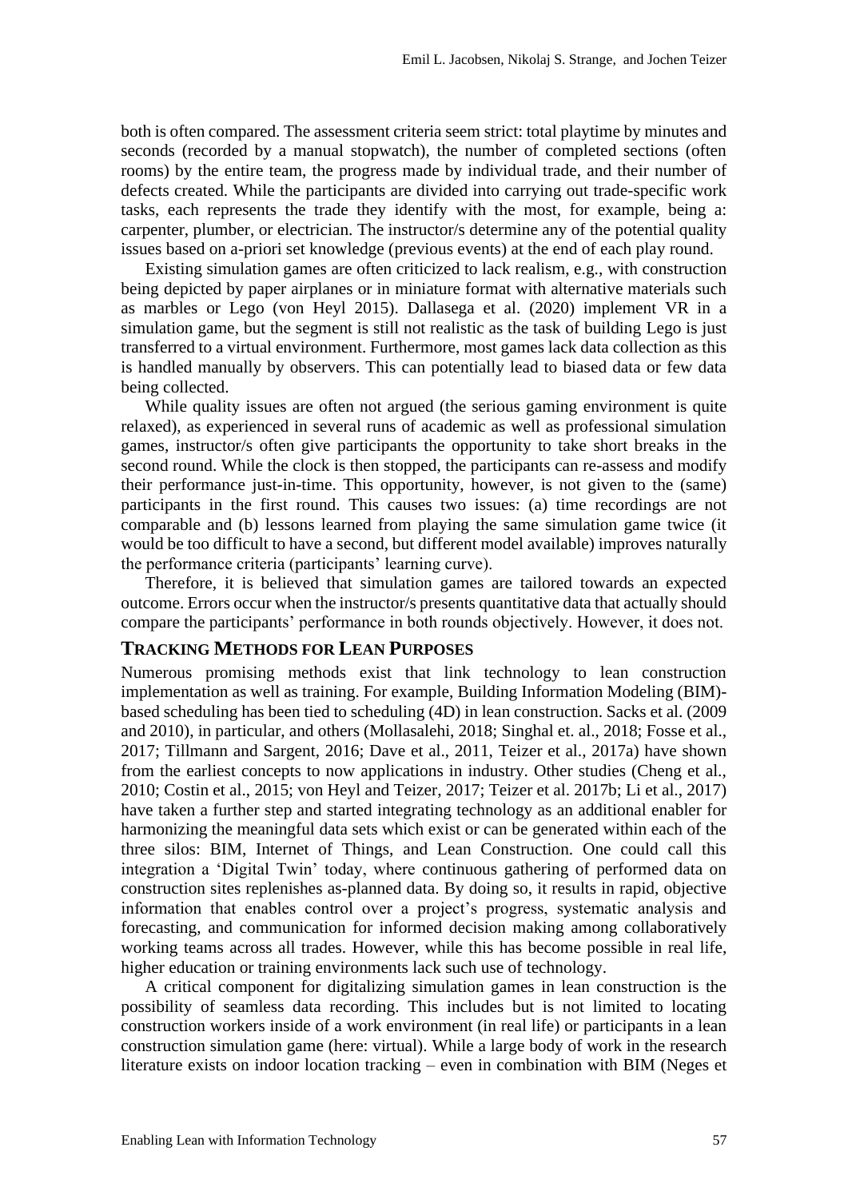both is often compared. The assessment criteria seem strict: total playtime by minutes and seconds (recorded by a manual stopwatch), the number of completed sections (often rooms) by the entire team, the progress made by individual trade, and their number of defects created. While the participants are divided into carrying out trade-specific work tasks, each represents the trade they identify with the most, for example, being a: carpenter, plumber, or electrician. The instructor/s determine any of the potential quality issues based on a-priori set knowledge (previous events) at the end of each play round.

Existing simulation games are often criticized to lack realism, e.g., with construction being depicted by paper airplanes or in miniature format with alternative materials such as marbles or Lego (von Heyl 2015). Dallasega et al. (2020) implement VR in a simulation game, but the segment is still not realistic as the task of building Lego is just transferred to a virtual environment. Furthermore, most games lack data collection as this is handled manually by observers. This can potentially lead to biased data or few data being collected.

While quality issues are often not argued (the serious gaming environment is quite relaxed), as experienced in several runs of academic as well as professional simulation games, instructor/s often give participants the opportunity to take short breaks in the second round. While the clock is then stopped, the participants can re-assess and modify their performance just-in-time. This opportunity, however, is not given to the (same) participants in the first round. This causes two issues: (a) time recordings are not comparable and (b) lessons learned from playing the same simulation game twice (it would be too difficult to have a second, but different model available) improves naturally the performance criteria (participants' learning curve).

Therefore, it is believed that simulation games are tailored towards an expected outcome. Errors occur when the instructor/s presents quantitative data that actually should compare the participants' performance in both rounds objectively. However, it does not.

## Tracking Methods for Lean Purposes

Numerous promising methods exist that link technology to lean construction implementation as well as training. For example, Building Information Modeling (BIM)-based scheduling has been tied to scheduling (4D) in lean construction. Sacks et al. (2009 and 2010), in particular, and others (Mollasalehi, 2018; Singhal et. al., 2018; Fosse et al., 2017; Tillmann and Sargent, 2016; Dave et al., 2011, Teizer et al., 2017a) have shown from the earliest concepts to now applications in industry. Other studies (Cheng et al., 2010; Costin et al., 2015; von Heyl and Teizer, 2017; Teizer et al. 2017b; Li et al., 2017) have taken a further step and started integrating technology as an additional enabler for harmonizing the meaningful data sets which exist or can be generated within each of the three silos: BIM, Internet of Things, and Lean Construction. One could call this integration a 'Digital Twin' today, where continuous gathering of performed data on construction sites replenishes as-planned data. By doing so, it results in rapid, objective information that enables control over a project's progress, systematic analysis and forecasting, and communication for informed decision making among collaboratively working teams across all trades. However, while this has become possible in real life, higher education or training environments lack such use of technology.

A critical component for digitalizing simulation games in lean construction is the possibility of seamless data recording. This includes but is not limited to locating construction workers inside of a work environment (in real life) or participants in a lean construction simulation game (here: virtual). While a large body of work in the research literature exists on indoor location tracking – even in combination with BIM (Neges et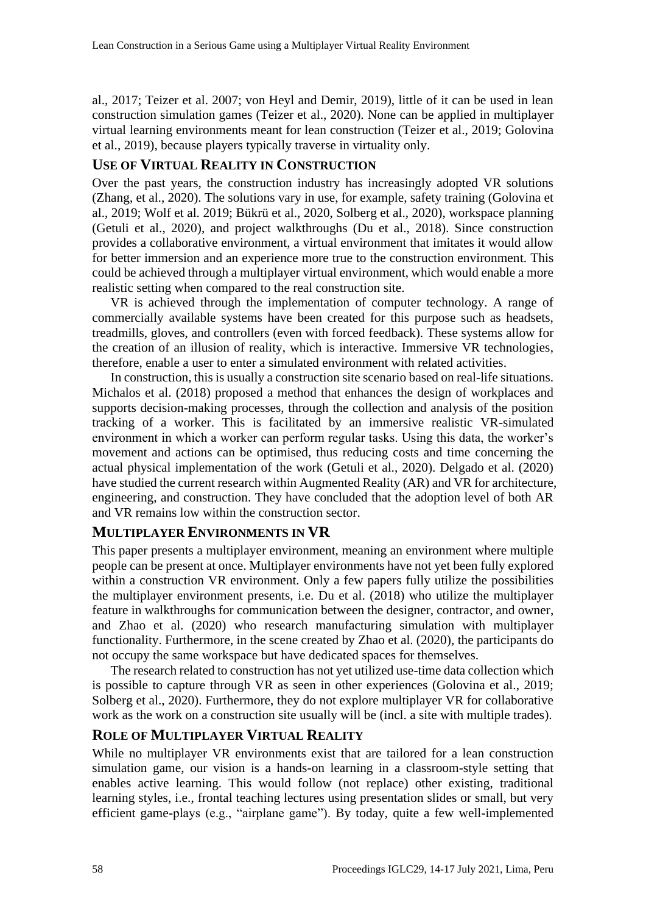al., 2017; Teizer et al. 2007; von Heyl and Demir, 2019), little of it can be used in lean construction simulation games (Teizer et al., 2020). None can be applied in multiplayer virtual learning environments meant for lean construction (Teizer et al., 2019; Golovina et al., 2019), because players typically traverse in virtuality only.

## USE OF VIRTUAL REALITY IN CONSTRUCTION

Over the past years, the construction industry has increasingly adopted VR solutions (Zhang, et al., 2020). The solutions vary in use, for example, safety training (Golovina et al., 2019; Wolf et al. 2019; Bükrü et al., 2020, Solberg et al., 2020), workspace planning (Getuli et al., 2020), and project walkthroughs (Du et al., 2018). Since construction provides a collaborative environment, a virtual environment that imitates it would allow for better immersion and an experience more true to the construction environment. This could be achieved through a multiplayer virtual environment, which would enable a more realistic setting when compared to the real construction site.

VR is achieved through the implementation of computer technology. A range of commercially available systems have been created for this purpose such as headsets, treadmills, gloves, and controllers (even with forced feedback). These systems allow for the creation of an illusion of reality, which is interactive. Immersive VR technologies, therefore, enable a user to enter a simulated environment with related activities.

In construction, this is usually a construction site scenario based on real-life situations. Michalos et al. (2018) proposed a method that enhances the design of workplaces and supports decision-making processes, through the collection and analysis of the position tracking of a worker. This is facilitated by an immersive realistic VR-simulated environment in which a worker can perform regular tasks. Using this data, the worker's movement and actions can be optimised, thus reducing costs and time concerning the actual physical implementation of the work (Getuli et al., 2020). Delgado et al. (2020) have studied the current research within Augmented Reality (AR) and VR for architecture, engineering, and construction. They have concluded that the adoption level of both AR and VR remains low within the construction sector.

## MULTIPLAYER ENVIRONMENTS IN VR

This paper presents a multiplayer environment, meaning an environment where multiple people can be present at once. Multiplayer environments have not yet been fully explored within a construction VR environment. Only a few papers fully utilize the possibilities the multiplayer environment presents, i.e. Du et al. (2018) who utilize the multiplayer feature in walkthroughs for communication between the designer, contractor, and owner, and Zhao et al. (2020) who research manufacturing simulation with multiplayer functionality. Furthermore, in the scene created by Zhao et al. (2020), the participants do not occupy the same workspace but have dedicated spaces for themselves.

The research related to construction has not yet utilized use-time data collection which is possible to capture through VR as seen in other experiences (Golovina et al., 2019; Solberg et al., 2020). Furthermore, they do not explore multiplayer VR for collaborative work as the work on a construction site usually will be (incl. a site with multiple trades).

## ROLE OF MULTIPLAYER VIRTUAL REALITY

While no multiplayer VR environments exist that are tailored for a lean construction simulation game, our vision is a hands-on learning in a classroom-style setting that enables active learning. This would follow (not replace) other existing, traditional learning styles, i.e., frontal teaching lectures using presentation slides or small, but very efficient game-plays (e.g., "airplane game"). By today, quite a few well-implemented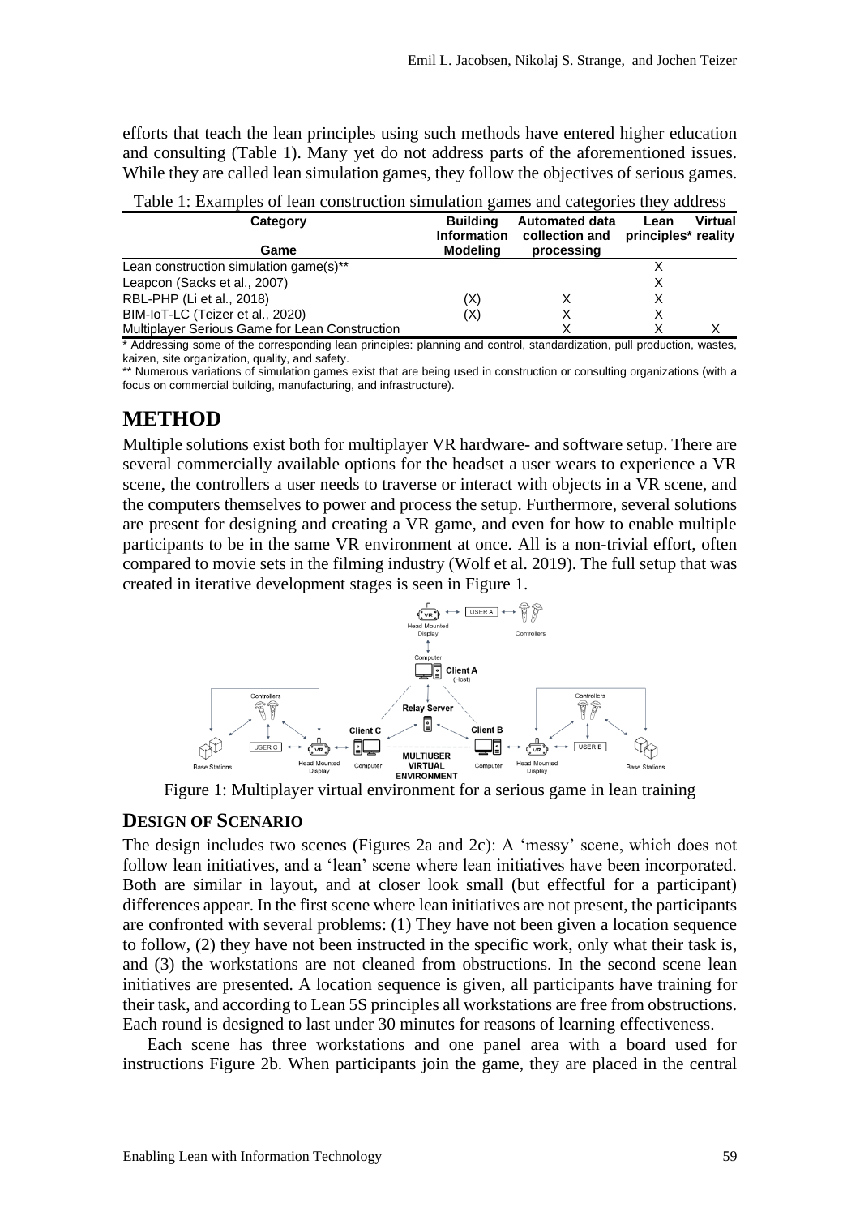efforts that teach the lean principles using such methods have entered higher education and consulting (Table 1). Many yet do not address parts of the aforementioned issues. While they are called lean simulation games, they follow the objectives of serious games.

Table 1: Examples of lean construction simulation games and categories they address

| Category / Game | Building Information Modeling | Automated data collection and processing | Lean principles* | Virtual reality |
|---|---|---|---|---|
| Lean construction simulation game(s)** | | | X | |
| Leapcon (Sacks et al., 2007) | | | X | |
| RBL-PHP (Li et al., 2018) | (X) | X | X | |
| BIM-IoT-LC (Teizer et al., 2020) | (X) | X | X | |
| Multiplayer Serious Game for Lean Construction | | X | X | X |

\* Addressing some of the corresponding lean principles: planning and control, standardization, pull production, wastes, kaizen, site organization, quality, and safety.

\** Numerous variations of simulation games exist that are being used in construction or consulting organizations (with a focus on commercial building, manufacturing, and infrastructure).

# METHOD

Multiple solutions exist both for multiplayer VR hardware- and software setup. There are several commercially available options for the headset a user wears to experience a VR scene, the controllers a user needs to traverse or interact with objects in a VR scene, and the computers themselves to power and process the setup. Furthermore, several solutions are present for designing and creating a VR game, and even for how to enable multiple participants to be in the same VR environment at once. All is a non-trivial effort, often compared to movie sets in the filming industry (Wolf et al. 2019). The full setup that was created in iterative development stages is seen in Figure 1.

Figure 1: Multiplayer virtual environment for a serious game in lean training

## DESIGN OF SCENARIO

The design includes two scenes (Figures 2a and 2c): A 'messy' scene, which does not follow lean initiatives, and a 'lean' scene where lean initiatives have been incorporated. Both are similar in layout, and at closer look small (but effectful for a participant) differences appear. In the first scene where lean initiatives are not present, the participants are confronted with several problems: (1) They have not been given a location sequence to follow, (2) they have not been instructed in the specific work, only what their task is, and (3) the workstations are not cleaned from obstructions. In the second scene lean initiatives are presented. A location sequence is given, all participants have training for their task, and according to Lean 5S principles all workstations are free from obstructions. Each round is designed to last under 30 minutes for reasons of learning effectiveness.

Each scene has three workstations and one panel area with a board used for instructions Figure 2b. When participants join the game, they are placed in the central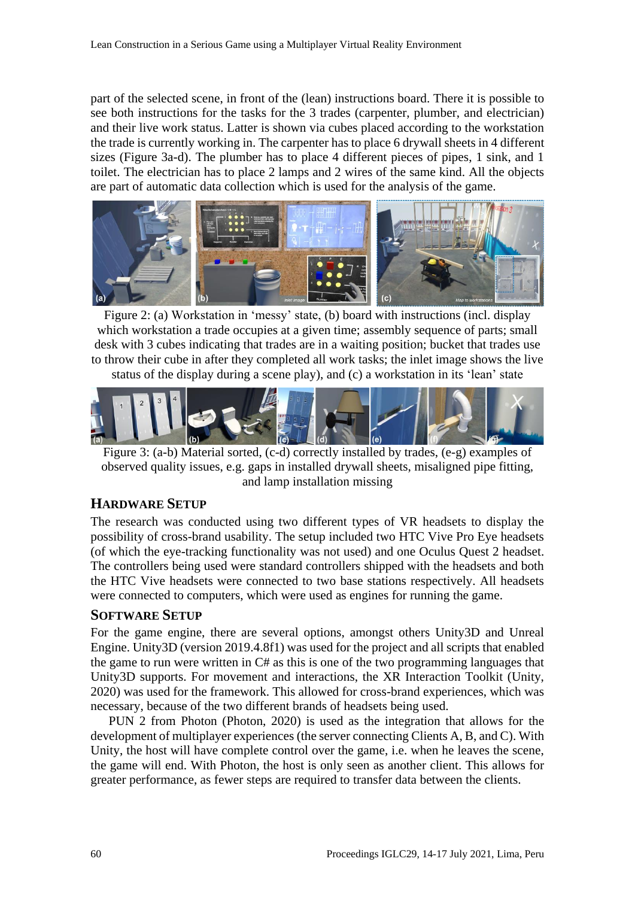part of the selected scene, in front of the (lean) instructions board. There it is possible to see both instructions for the tasks for the 3 trades (carpenter, plumber, and electrician) and their live work status. Latter is shown via cubes placed according to the workstation the trade is currently working in. The carpenter has to place 6 drywall sheets in 4 different sizes (Figure 3a-d). The plumber has to place 4 different pieces of pipes, 1 sink, and 1 toilet. The electrician has to place 2 lamps and 2 wires of the same kind. All the objects are part of automatic data collection which is used for the analysis of the game.

Figure 2: (a) Workstation in 'messy' state, (b) board with instructions (incl. display which workstation a trade occupies at a given time; assembly sequence of parts; small desk with 3 cubes indicating that trades are in a waiting position; bucket that trades use to throw their cube in after they completed all work tasks; the inlet image shows the live status of the display during a scene play), and (c) a workstation in its 'lean' state

Figure 3: (a-b) Material sorted, (c-d) correctly installed by trades, (e-g) examples of observed quality issues, e.g. gaps in installed drywall sheets, misaligned pipe fitting, and lamp installation missing

## HARDWARE SETUP

The research was conducted using two different types of VR headsets to display the possibility of cross-brand usability. The setup included two HTC Vive Pro Eye headsets (of which the eye-tracking functionality was not used) and one Oculus Quest 2 headset. The controllers being used were standard controllers shipped with the headsets and both the HTC Vive headsets were connected to two base stations respectively. All headsets were connected to computers, which were used as engines for running the game.

## SOFTWARE SETUP

For the game engine, there are several options, amongst others Unity3D and Unreal Engine. Unity3D (version 2019.4.8f1) was used for the project and all scripts that enabled the game to run were written in C# as this is one of the two programming languages that Unity3D supports. For movement and interactions, the XR Interaction Toolkit (Unity, 2020) was used for the framework. This allowed for cross-brand experiences, which was necessary, because of the two different brands of headsets being used.

PUN 2 from Photon (Photon, 2020) is used as the integration that allows for the development of multiplayer experiences (the server connecting Clients A, B, and C). With Unity, the host will have complete control over the game, i.e. when he leaves the scene, the game will end. With Photon, the host is only seen as another client. This allows for greater performance, as fewer steps are required to transfer data between the clients.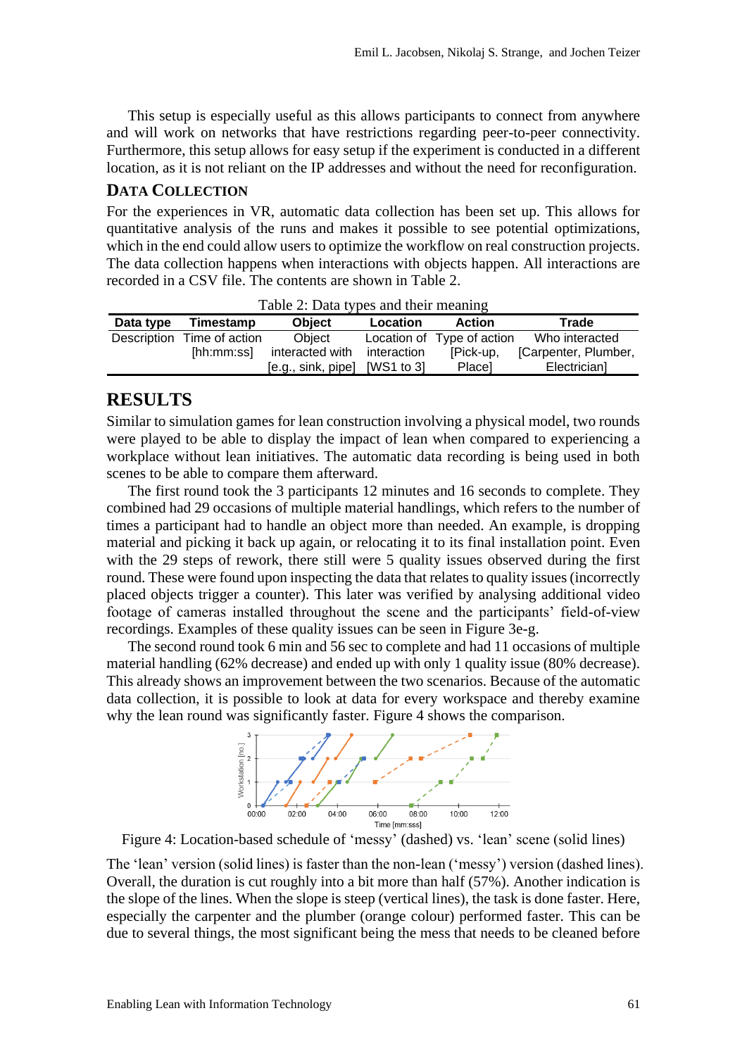This setup is especially useful as this allows participants to connect from anywhere and will work on networks that have restrictions regarding peer-to-peer connectivity. Furthermore, this setup allows for easy setup if the experiment is conducted in a different location, as it is not reliant on the IP addresses and without the need for reconfiguration.

### DATA COLLECTION

For the experiences in VR, automatic data collection has been set up. This allows for quantitative analysis of the runs and makes it possible to see potential optimizations, which in the end could allow users to optimize the workflow on real construction projects. The data collection happens when interactions with objects happen. All interactions are recorded in a CSV file. The contents are shown in Table 2.

Table 2: Data types and their meaning

| Data type | Timestamp | Object | Location | Action | Trade |
|---|---|---|---|---|---|
| Description | Time of action [hh:mm:ss] | Object interacted with [e.g., sink, pipe] | Location of interaction [WS1 to 3] | Type of action [Pick-up, Place] | Who interacted [Carpenter, Plumber, Electrician] |

## RESULTS

Similar to simulation games for lean construction involving a physical model, two rounds were played to be able to display the impact of lean when compared to experiencing a workplace without lean initiatives. The automatic data recording is being used in both scenes to be able to compare them afterward.

The first round took the 3 participants 12 minutes and 16 seconds to complete. They combined had 29 occasions of multiple material handlings, which refers to the number of times a participant had to handle an object more than needed. An example, is dropping material and picking it back up again, or relocating it to its final installation point. Even with the 29 steps of rework, there still were 5 quality issues observed during the first round. These were found upon inspecting the data that relates to quality issues (incorrectly placed objects trigger a counter). This later was verified by analysing additional video footage of cameras installed throughout the scene and the participants' field-of-view recordings. Examples of these quality issues can be seen in Figure 3e-g.

The second round took 6 min and 56 sec to complete and had 11 occasions of multiple material handling (62% decrease) and ended up with only 1 quality issue (80% decrease). This already shows an improvement between the two scenarios. Because of the automatic data collection, it is possible to look at data for every workspace and thereby examine why the lean round was significantly faster. Figure 4 shows the comparison.

Figure 4: Location-based schedule of 'messy' (dashed) vs. 'lean' scene (solid lines)

The 'lean' version (solid lines) is faster than the non-lean ('messy') version (dashed lines). Overall, the duration is cut roughly into a bit more than half (57%). Another indication is the slope of the lines. When the slope is steep (vertical lines), the task is done faster. Here, especially the carpenter and the plumber (orange colour) performed faster. This can be due to several things, the most significant being the mess that needs to be cleaned before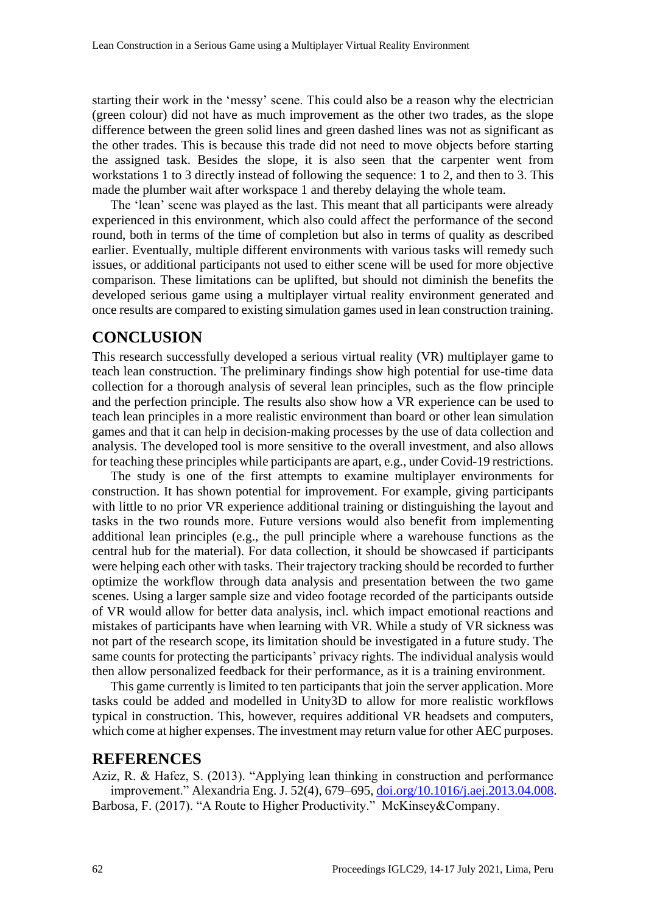starting their work in the 'messy' scene. This could also be a reason why the electrician (green colour) did not have as much improvement as the other two trades, as the slope difference between the green solid lines and green dashed lines was not as significant as the other trades. This is because this trade did not need to move objects before starting the assigned task. Besides the slope, it is also seen that the carpenter went from workstations 1 to 3 directly instead of following the sequence: 1 to 2, and then to 3. This made the plumber wait after workspace 1 and thereby delaying the whole team.

The 'lean' scene was played as the last. This meant that all participants were already experienced in this environment, which also could affect the performance of the second round, both in terms of the time of completion but also in terms of quality as described earlier. Eventually, multiple different environments with various tasks will remedy such issues, or additional participants not used to either scene will be used for more objective comparison. These limitations can be uplifted, but should not diminish the benefits the developed serious game using a multiplayer virtual reality environment generated and once results are compared to existing simulation games used in lean construction training.

## CONCLUSION

This research successfully developed a serious virtual reality (VR) multiplayer game to teach lean construction. The preliminary findings show high potential for use-time data collection for a thorough analysis of several lean principles, such as the flow principle and the perfection principle. The results also show how a VR experience can be used to teach lean principles in a more realistic environment than board or other lean simulation games and that it can help in decision-making processes by the use of data collection and analysis. The developed tool is more sensitive to the overall investment, and also allows for teaching these principles while participants are apart, e.g., under Covid-19 restrictions.

The study is one of the first attempts to examine multiplayer environments for construction. It has shown potential for improvement. For example, giving participants with little to no prior VR experience additional training or distinguishing the layout and tasks in the two rounds more. Future versions would also benefit from implementing additional lean principles (e.g., the pull principle where a warehouse functions as the central hub for the material). For data collection, it should be showcased if participants were helping each other with tasks. Their trajectory tracking should be recorded to further optimize the workflow through data analysis and presentation between the two game scenes. Using a larger sample size and video footage recorded of the participants outside of VR would allow for better data analysis, incl. which impact emotional reactions and mistakes of participants have when learning with VR. While a study of VR sickness was not part of the research scope, its limitation should be investigated in a future study. The same counts for protecting the participants' privacy rights. The individual analysis would then allow personalized feedback for their performance, as it is a training environment.

This game currently is limited to ten participants that join the server application. More tasks could be added and modelled in Unity3D to allow for more realistic workflows typical in construction. This, however, requires additional VR headsets and computers, which come at higher expenses. The investment may return value for other AEC purposes.

## REFERENCES

Aziz, R. & Hafez, S. (2013). "Applying lean thinking in construction and performance improvement." Alexandria Eng. J. 52(4), 679–695, doi.org/10.1016/j.aej.2013.04.008.

Barbosa, F. (2017). "A Route to Higher Productivity." McKinsey&Company.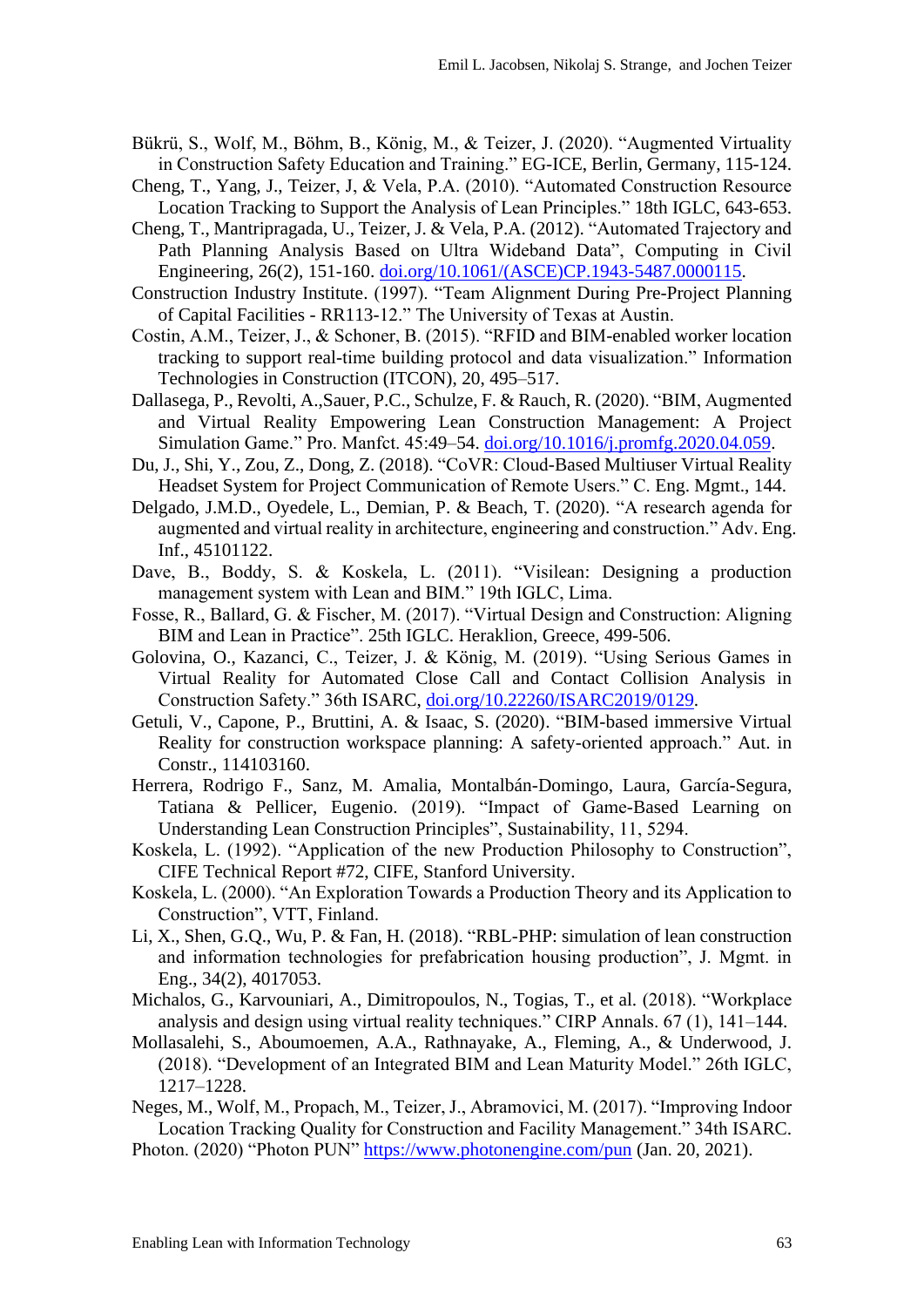Bükrü, S., Wolf, M., Böhm, B., König, M., & Teizer, J. (2020). "Augmented Virtuality in Construction Safety Education and Training." EG-ICE, Berlin, Germany, 115-124.

Cheng, T., Yang, J., Teizer, J, & Vela, P.A. (2010). "Automated Construction Resource Location Tracking to Support the Analysis of Lean Principles." 18th IGLC, 643-653.

Cheng, T., Mantripragada, U., Teizer, J. & Vela, P.A. (2012). "Automated Trajectory and Path Planning Analysis Based on Ultra Wideband Data", Computing in Civil Engineering, 26(2), 151-160. doi.org/10.1061/(ASCE)CP.1943-5487.0000115.

Construction Industry Institute. (1997). "Team Alignment During Pre-Project Planning of Capital Facilities - RR113-12." The University of Texas at Austin.

Costin, A.M., Teizer, J., & Schoner, B. (2015). "RFID and BIM-enabled worker location tracking to support real-time building protocol and data visualization." Information Technologies in Construction (ITCON), 20, 495–517.

Dallasega, P., Revolti, A.,Sauer, P.C., Schulze, F. & Rauch, R. (2020). "BIM, Augmented and Virtual Reality Empowering Lean Construction Management: A Project Simulation Game." Pro. Manfct. 45:49–54. doi.org/10.1016/j.promfg.2020.04.059.

Du, J., Shi, Y., Zou, Z., Dong, Z. (2018). "CoVR: Cloud-Based Multiuser Virtual Reality Headset System for Project Communication of Remote Users." C. Eng. Mgmt., 144.

Delgado, J.M.D., Oyedele, L., Demian, P. & Beach, T. (2020). "A research agenda for augmented and virtual reality in architecture, engineering and construction." Adv. Eng. Inf., 45101122.

Dave, B., Boddy, S. & Koskela, L. (2011). "Visilean: Designing a production management system with Lean and BIM." 19th IGLC, Lima.

Fosse, R., Ballard, G. & Fischer, M. (2017). "Virtual Design and Construction: Aligning BIM and Lean in Practice". 25th IGLC. Heraklion, Greece, 499-506.

Golovina, O., Kazanci, C., Teizer, J. & König, M. (2019). "Using Serious Games in Virtual Reality for Automated Close Call and Contact Collision Analysis in Construction Safety." 36th ISARC, doi.org/10.22260/ISARC2019/0129.

Getuli, V., Capone, P., Bruttini, A. & Isaac, S. (2020). "BIM-based immersive Virtual Reality for construction workspace planning: A safety-oriented approach." Aut. in Constr., 114103160.

Herrera, Rodrigo F., Sanz, M. Amalia, Montalbán-Domingo, Laura, García-Segura, Tatiana & Pellicer, Eugenio. (2019). "Impact of Game-Based Learning on Understanding Lean Construction Principles", Sustainability, 11, 5294.

Koskela, L. (1992). "Application of the new Production Philosophy to Construction", CIFE Technical Report #72, CIFE, Stanford University.

Koskela, L. (2000). "An Exploration Towards a Production Theory and its Application to Construction", VTT, Finland.

Li, X., Shen, G.Q., Wu, P. & Fan, H. (2018). "RBL-PHP: simulation of lean construction and information technologies for prefabrication housing production", J. Mgmt. in Eng., 34(2), 4017053.

Michalos, G., Karvouniari, A., Dimitropoulos, N., Togias, T., et al. (2018). "Workplace analysis and design using virtual reality techniques." CIRP Annals. 67 (1), 141–144.

Mollasalehi, S., Aboumoemen, A.A., Rathnayake, A., Fleming, A., & Underwood, J. (2018). "Development of an Integrated BIM and Lean Maturity Model." 26th IGLC, 1217–1228.

Neges, M., Wolf, M., Propach, M., Teizer, J., Abramovici, M. (2017). "Improving Indoor Location Tracking Quality for Construction and Facility Management." 34th ISARC.

Photon. (2020) "Photon PUN" https://www.photonengine.com/pun (Jan. 20, 2021).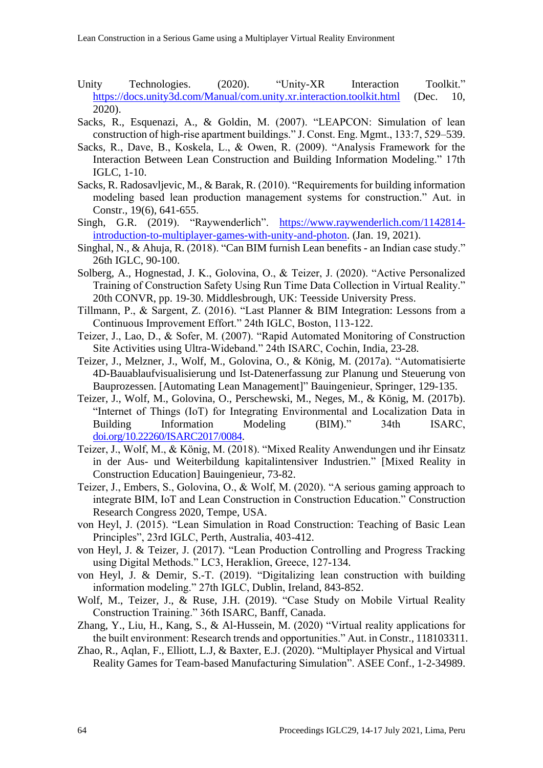Unity Technologies. (2020). "Unity-XR Interaction Toolkit." https://docs.unity3d.com/Manual/com.unity.xr.interaction.toolkit.html (Dec. 10, 2020).

Sacks, R., Esquenazi, A., & Goldin, M. (2007). "LEAPCON: Simulation of lean construction of high-rise apartment buildings." J. Const. Eng. Mgmt., 133:7, 529–539.

Sacks, R., Dave, B., Koskela, L., & Owen, R. (2009). "Analysis Framework for the Interaction Between Lean Construction and Building Information Modeling." 17th IGLC, 1-10.

Sacks, R. Radosavljevic, M., & Barak, R. (2010). "Requirements for building information modeling based lean production management systems for construction." Aut. in Constr., 19(6), 641-655.

Singh, G.R. (2019). "Raywenderlich". https://www.raywenderlich.com/1142814-introduction-to-multiplayer-games-with-unity-and-photon. (Jan. 19, 2021).

Singhal, N., & Ahuja, R. (2018). "Can BIM furnish Lean benefits - an Indian case study." 26th IGLC, 90-100.

Solberg, A., Hognestad, J. K., Golovina, O., & Teizer, J. (2020). "Active Personalized Training of Construction Safety Using Run Time Data Collection in Virtual Reality." 20th CONVR, pp. 19-30. Middlesbrough, UK: Teesside University Press.

Tillmann, P., & Sargent, Z. (2016). "Last Planner & BIM Integration: Lessons from a Continuous Improvement Effort." 24th IGLC, Boston, 113-122.

Teizer, J., Lao, D., & Sofer, M. (2007). "Rapid Automated Monitoring of Construction Site Activities using Ultra-Wideband." 24th ISARC, Cochin, India, 23-28.

Teizer, J., Melzner, J., Wolf, M., Golovina, O., & König, M. (2017a). "Automatisierte 4D-Bauablaufvisualisierung und Ist-Datenerfassung zur Planung und Steuerung von Bauprozessen. [Automating Lean Management]" Bauingenieur, Springer, 129-135.

Teizer, J., Wolf, M., Golovina, O., Perschewski, M., Neges, M., & König, M. (2017b). "Internet of Things (IoT) for Integrating Environmental and Localization Data in Building Information Modeling (BIM)." 34th ISARC, doi.org/10.22260/ISARC2017/0084.

Teizer, J., Wolf, M., & König, M. (2018). "Mixed Reality Anwendungen und ihr Einsatz in der Aus- und Weiterbildung kapitalintensiver Industrien." [Mixed Reality in Construction Education] Bauingenieur, 73-82.

Teizer, J., Embers, S., Golovina, O., & Wolf, M. (2020). "A serious gaming approach to integrate BIM, IoT and Lean Construction in Construction Education." Construction Research Congress 2020, Tempe, USA.

von Heyl, J. (2015). "Lean Simulation in Road Construction: Teaching of Basic Lean Principles", 23rd IGLC, Perth, Australia, 403-412.

von Heyl, J. & Teizer, J. (2017). "Lean Production Controlling and Progress Tracking using Digital Methods." LC3, Heraklion, Greece, 127-134.

von Heyl, J. & Demir, S.-T. (2019). "Digitalizing lean construction with building information modeling." 27th IGLC, Dublin, Ireland, 843-852.

Wolf, M., Teizer, J., & Ruse, J.H. (2019). "Case Study on Mobile Virtual Reality Construction Training." 36th ISARC, Banff, Canada.

Zhang, Y., Liu, H., Kang, S., & Al-Hussein, M. (2020) "Virtual reality applications for the built environment: Research trends and opportunities." Aut. in Constr., 118103311.

Zhao, R., Aqlan, F., Elliott, L.J, & Baxter, E.J. (2020). "Multiplayer Physical and Virtual Reality Games for Team-based Manufacturing Simulation". ASEE Conf., 1-2-34989.